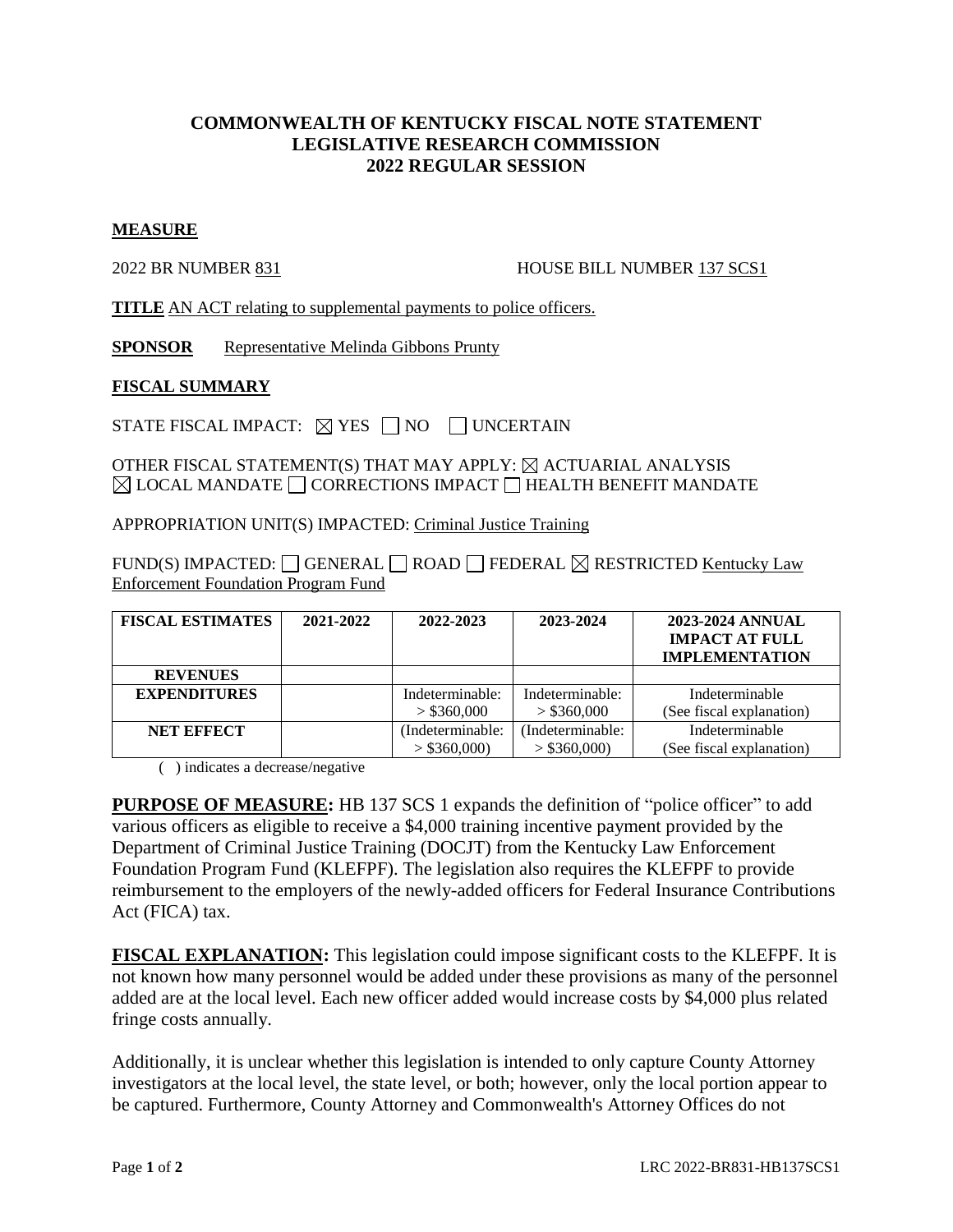# COMMONWEALTH OF KENTUCKY FISCAL NOTE STATEMENT
# LEGISLATIVE RESEARCH COMMISSION
# 2022 REGULAR SESSION

## MEASURE

2022 BR NUMBER 831 HOUSE BILL NUMBER 137 SCS1

**TITLE** AN ACT relating to supplemental payments to police officers.

**SPONSOR** Representative Melinda Gibbons Prunty

## FISCAL SUMMARY

STATE FISCAL IMPACT: ☒ YES ☐ NO ☐ UNCERTAIN

OTHER FISCAL STATEMENT(S) THAT MAY APPLY: ☒ ACTUARIAL ANALYSIS
☒ LOCAL MANDATE ☐ CORRECTIONS IMPACT ☐ HEALTH BENEFIT MANDATE

APPROPRIATION UNIT(S) IMPACTED: Criminal Justice Training

FUND(S) IMPACTED: ☐ GENERAL ☐ ROAD ☐ FEDERAL ☒ RESTRICTED Kentucky Law Enforcement Foundation Program Fund

| FISCAL ESTIMATES | 2021-2022 | 2022-2023 | 2023-2024 | 2023-2024 ANNUAL IMPACT AT FULL IMPLEMENTATION |
|---|---|---|---|---|
| REVENUES | | | | |
| EXPENDITURES | | Indeterminable: > $360,000 | Indeterminable: > $360,000 | Indeterminable (See fiscal explanation) |
| NET EFFECT | | (Indeterminable: > $360,000) | (Indeterminable: > $360,000) | Indeterminable (See fiscal explanation) |

( ) indicates a decrease/negative

**PURPOSE OF MEASURE:** HB 137 SCS 1 expands the definition of "police officer" to add various officers as eligible to receive a $4,000 training incentive payment provided by the Department of Criminal Justice Training (DOCJT) from the Kentucky Law Enforcement Foundation Program Fund (KLEFPF). The legislation also requires the KLEFPF to provide reimbursement to the employers of the newly-added officers for Federal Insurance Contributions Act (FICA) tax.

**FISCAL EXPLANATION:** This legislation could impose significant costs to the KLEFPF. It is not known how many personnel would be added under these provisions as many of the personnel added are at the local level. Each new officer added would increase costs by $4,000 plus related fringe costs annually.

Additionally, it is unclear whether this legislation is intended to only capture County Attorney investigators at the local level, the state level, or both; however, only the local portion appear to be captured. Furthermore, County Attorney and Commonwealth's Attorney Offices do not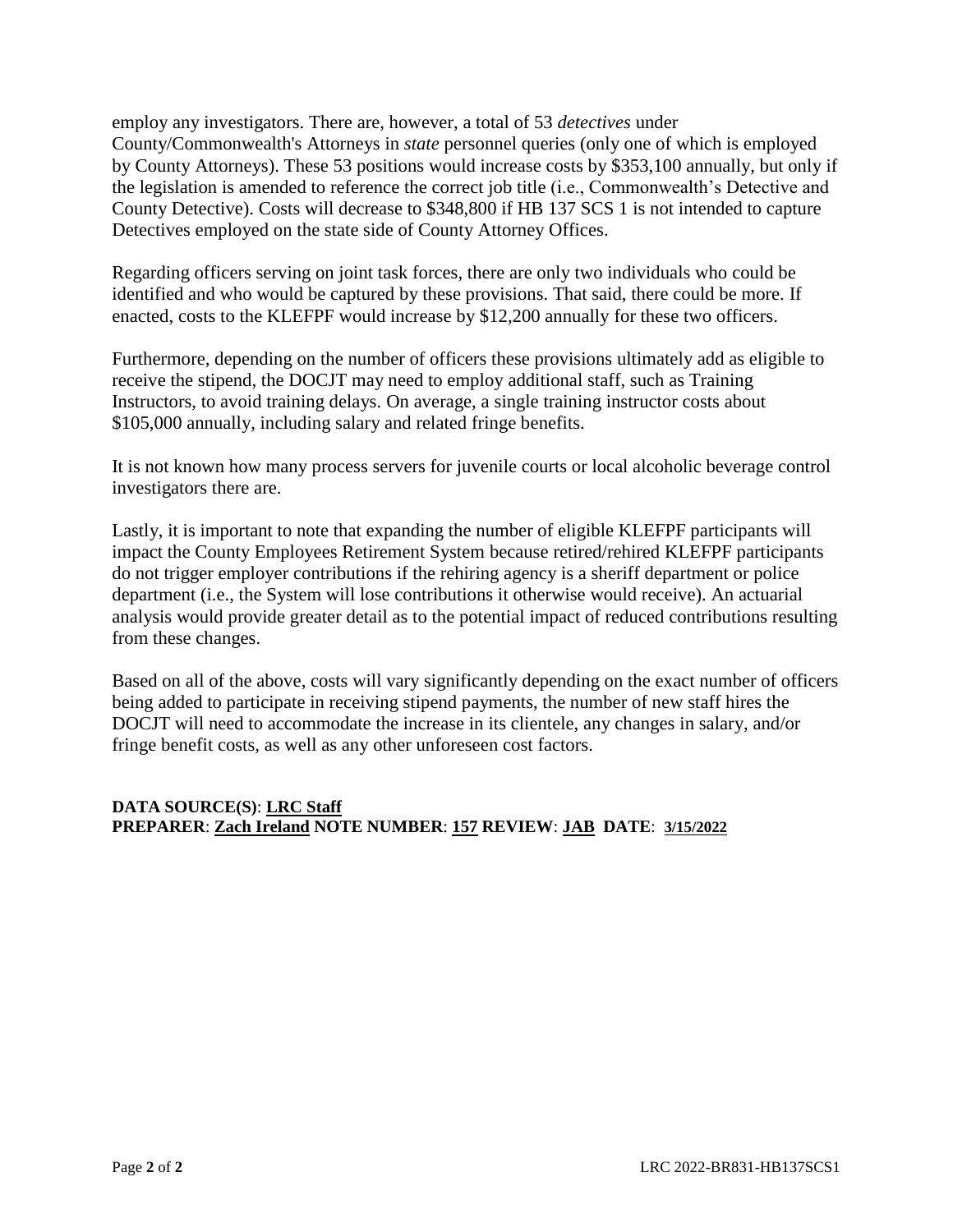employ any investigators. There are, however, a total of 53 *detectives* under County/Commonwealth's Attorneys in *state* personnel queries (only one of which is employed by County Attorneys). These 53 positions would increase costs by $353,100 annually, but only if the legislation is amended to reference the correct job title (i.e., Commonwealth's Detective and County Detective). Costs will decrease to $348,800 if HB 137 SCS 1 is not intended to capture Detectives employed on the state side of County Attorney Offices.

Regarding officers serving on joint task forces, there are only two individuals who could be identified and who would be captured by these provisions. That said, there could be more. If enacted, costs to the KLEFPF would increase by $12,200 annually for these two officers.

Furthermore, depending on the number of officers these provisions ultimately add as eligible to receive the stipend, the DOCJT may need to employ additional staff, such as Training Instructors, to avoid training delays. On average, a single training instructor costs about $105,000 annually, including salary and related fringe benefits.

It is not known how many process servers for juvenile courts or local alcoholic beverage control investigators there are.

Lastly, it is important to note that expanding the number of eligible KLEFPF participants will impact the County Employees Retirement System because retired/rehired KLEFPF participants do not trigger employer contributions if the rehiring agency is a sheriff department or police department (i.e., the System will lose contributions it otherwise would receive). An actuarial analysis would provide greater detail as to the potential impact of reduced contributions resulting from these changes.

Based on all of the above, costs will vary significantly depending on the exact number of officers being added to participate in receiving stipend payments, the number of new staff hires the DOCJT will need to accommodate the increase in its clientele, any changes in salary, and/or fringe benefit costs, as well as any other unforeseen cost factors.

**DATA SOURCE(S)**: **LRC Staff**
**PREPARER**: **Zach Ireland** **NOTE NUMBER**: **157** **REVIEW**: **JAB** **DATE**: **3/15/2022**